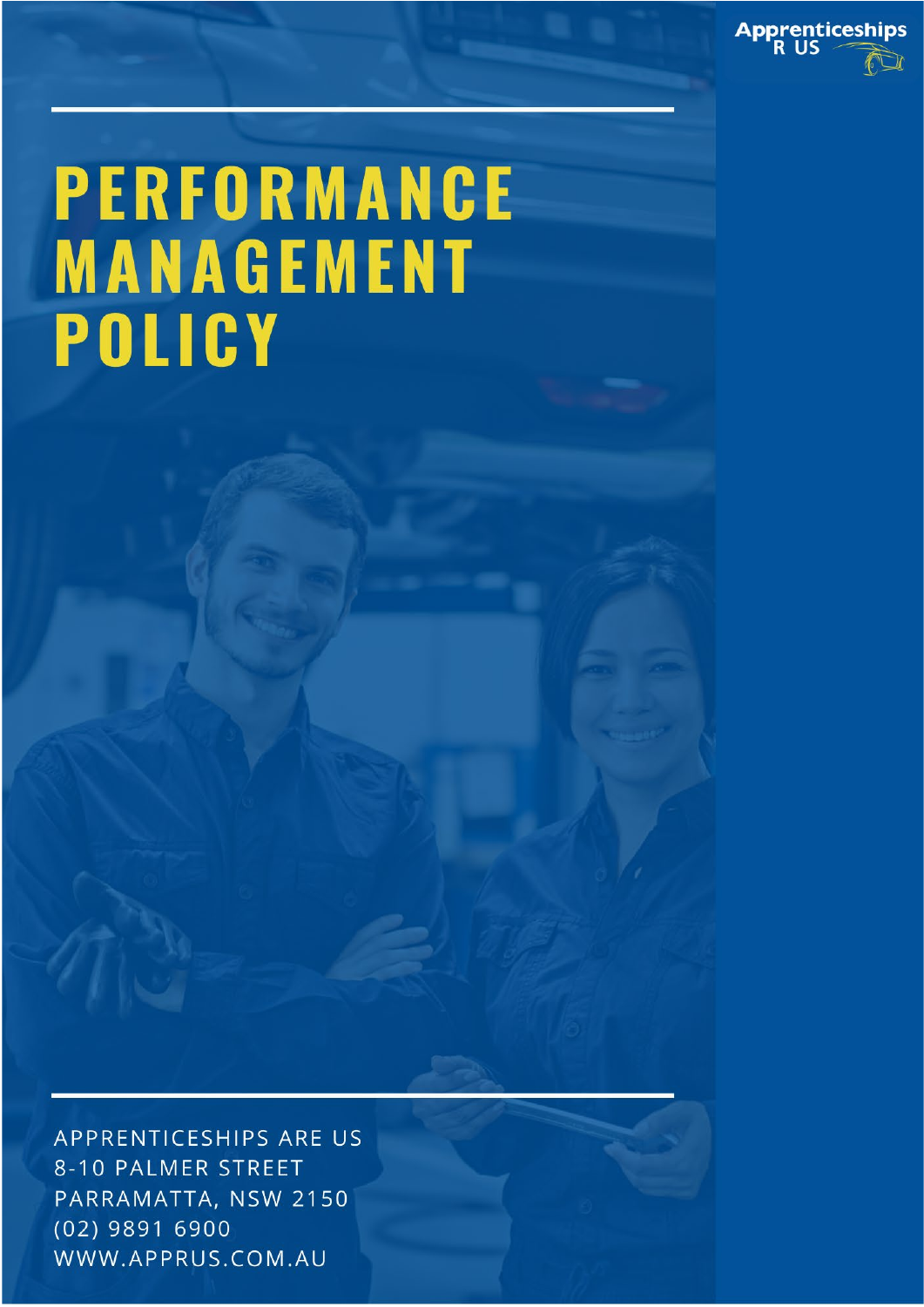Apprenticeships R US

# PERFORMANCE MANAGEMENT POLICY

APPRENTICESHIPS ARE US
8-10 PALMER STREET
PARRAMATTA, NSW 2150
(02) 9891 6900
WWW.APPRUS.COM.AU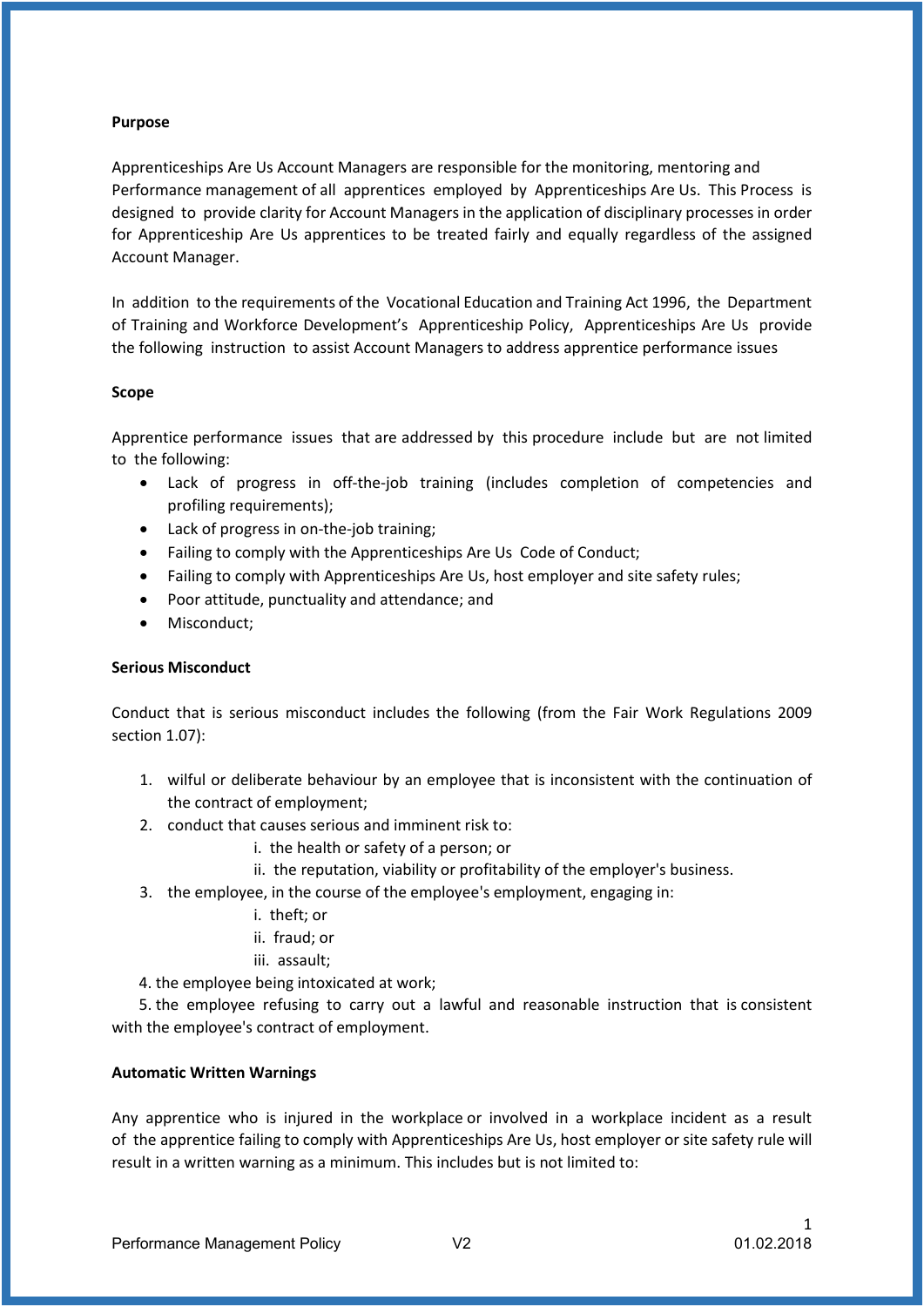**Purpose**

Apprenticeships Are Us Account Managers are responsible for the monitoring, mentoring and Performance management of all apprentices employed by Apprenticeships Are Us. This Process is designed to provide clarity for Account Managers in the application of disciplinary processes in order for Apprenticeship Are Us apprentices to be treated fairly and equally regardless of the assigned Account Manager.

In addition to the requirements of the Vocational Education and Training Act 1996, the Department of Training and Workforce Development's Apprenticeship Policy, Apprenticeships Are Us provide the following instruction to assist Account Managers to address apprentice performance issues

**Scope**

Apprentice performance issues that are addressed by this procedure include but are not limited to the following:

- Lack of progress in off-the-job training (includes completion of competencies and profiling requirements);
- Lack of progress in on-the-job training;
- Failing to comply with the Apprenticeships Are Us Code of Conduct;
- Failing to comply with Apprenticeships Are Us, host employer and site safety rules;
- Poor attitude, punctuality and attendance; and
- Misconduct;

**Serious Misconduct**

Conduct that is serious misconduct includes the following (from the Fair Work Regulations 2009 section 1.07):

1. wilful or deliberate behaviour by an employee that is inconsistent with the continuation of the contract of employment;
2. conduct that causes serious and imminent risk to:
   i. the health or safety of a person; or
   ii. the reputation, viability or profitability of the employer's business.
3. the employee, in the course of the employee's employment, engaging in:
   i. theft; or
   ii. fraud; or
   iii. assault;
4. the employee being intoxicated at work;
5. the employee refusing to carry out a lawful and reasonable instruction that is consistent with the employee's contract of employment.

**Automatic Written Warnings**

Any apprentice who is injured in the workplace or involved in a workplace incident as a result of the apprentice failing to comply with Apprenticeships Are Us, host employer or site safety rule will result in a written warning as a minimum. This includes but is not limited to: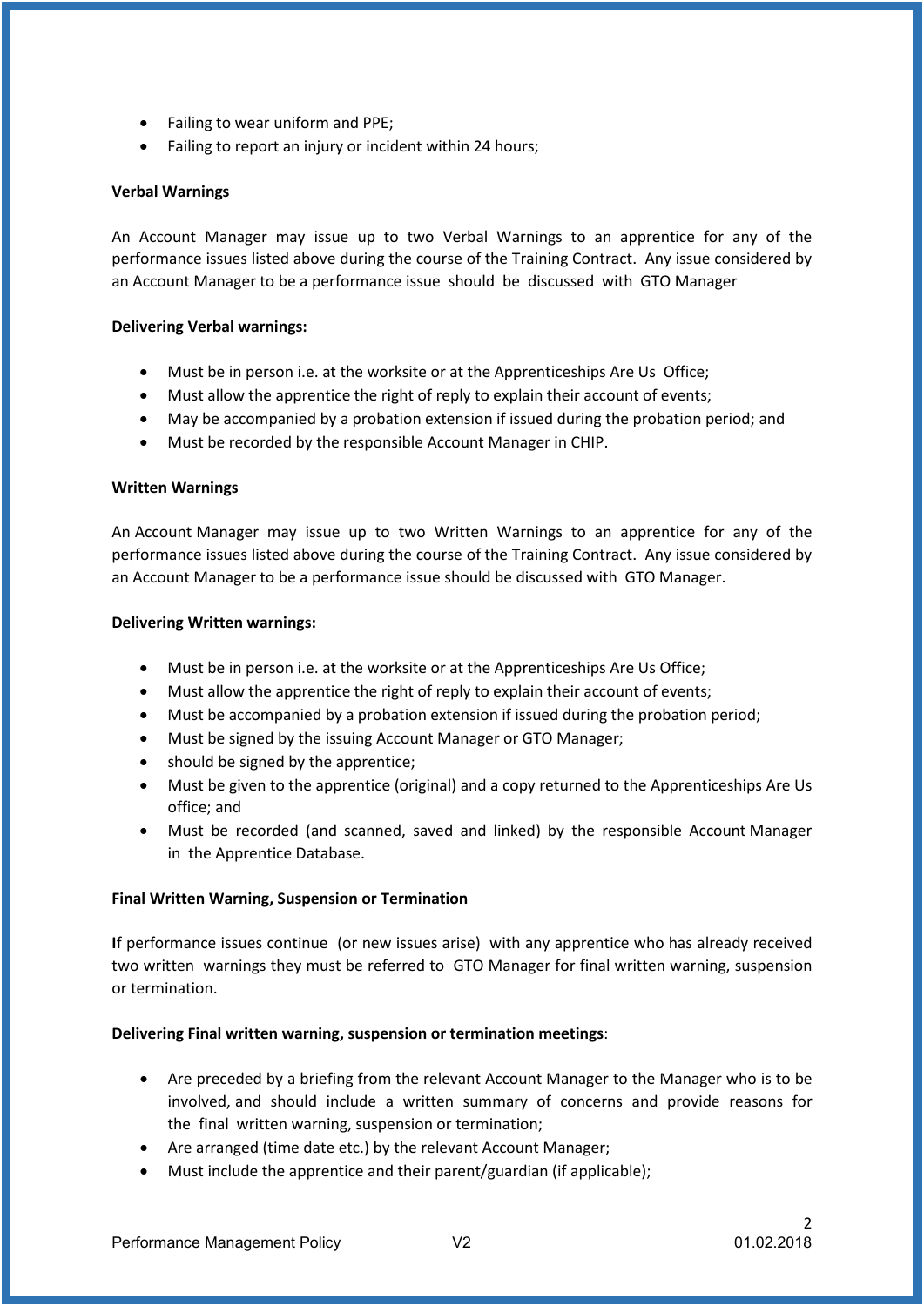- Failing to wear uniform and PPE;
- Failing to report an injury or incident within 24 hours;

**Verbal Warnings**

An Account Manager may issue up to two Verbal Warnings to an apprentice for any of the performance issues listed above during the course of the Training Contract. Any issue considered by an Account Manager to be a performance issue should be discussed with GTO Manager

**Delivering Verbal warnings:**

- Must be in person i.e. at the worksite or at the Apprenticeships Are Us Office;
- Must allow the apprentice the right of reply to explain their account of events;
- May be accompanied by a probation extension if issued during the probation period; and
- Must be recorded by the responsible Account Manager in CHIP.

**Written Warnings**

An Account Manager may issue up to two Written Warnings to an apprentice for any of the performance issues listed above during the course of the Training Contract. Any issue considered by an Account Manager to be a performance issue should be discussed with GTO Manager.

**Delivering Written warnings:**

- Must be in person i.e. at the worksite or at the Apprenticeships Are Us Office;
- Must allow the apprentice the right of reply to explain their account of events;
- Must be accompanied by a probation extension if issued during the probation period;
- Must be signed by the issuing Account Manager or GTO Manager;
- should be signed by the apprentice;
- Must be given to the apprentice (original) and a copy returned to the Apprenticeships Are Us office; and
- Must be recorded (and scanned, saved and linked) by the responsible Account Manager in the Apprentice Database.

**Final Written Warning, Suspension or Termination**

**I**f performance issues continue (or new issues arise) with any apprentice who has already received two written warnings they must be referred to GTO Manager for final written warning, suspension or termination.

**Delivering Final written warning, suspension or termination meetings**:

- Are preceded by a briefing from the relevant Account Manager to the Manager who is to be involved, and should include a written summary of concerns and provide reasons for the final written warning, suspension or termination;
- Are arranged (time date etc.) by the relevant Account Manager;
- Must include the apprentice and their parent/guardian (if applicable);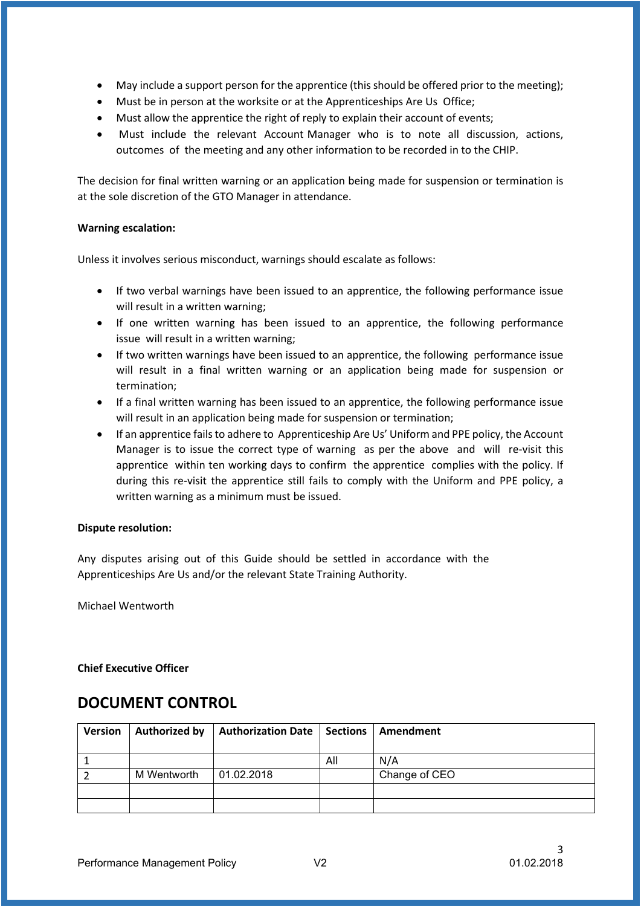- May include a support person for the apprentice (this should be offered prior to the meeting);
- Must be in person at the worksite or at the Apprenticeships Are Us Office;
- Must allow the apprentice the right of reply to explain their account of events;
- Must include the relevant Account Manager who is to note all discussion, actions, outcomes of the meeting and any other information to be recorded in to the CHIP.

The decision for final written warning or an application being made for suspension or termination is at the sole discretion of the GTO Manager in attendance.

**Warning escalation:**

Unless it involves serious misconduct, warnings should escalate as follows:

- If two verbal warnings have been issued to an apprentice, the following performance issue will result in a written warning;
- If one written warning has been issued to an apprentice, the following performance issue will result in a written warning;
- If two written warnings have been issued to an apprentice, the following performance issue will result in a final written warning or an application being made for suspension or termination;
- If a final written warning has been issued to an apprentice, the following performance issue will result in an application being made for suspension or termination;
- If an apprentice fails to adhere to Apprenticeship Are Us' Uniform and PPE policy, the Account Manager is to issue the correct type of warning as per the above and will re-visit this apprentice within ten working days to confirm the apprentice complies with the policy. If during this re-visit the apprentice still fails to comply with the Uniform and PPE policy, a written warning as a minimum must be issued.

**Dispute resolution:**

Any disputes arising out of this Guide should be settled in accordance with the Apprenticeships Are Us and/or the relevant State Training Authority.

Michael Wentworth

**Chief Executive Officer**

## DOCUMENT CONTROL

| Version | Authorized by | Authorization Date | Sections | Amendment |
|---|---|---|---|---|
| 1 | | | All | N/A |
| 2 | M Wentworth | 01.02.2018 | | Change of CEO |
| | | | | |
| | | | | |